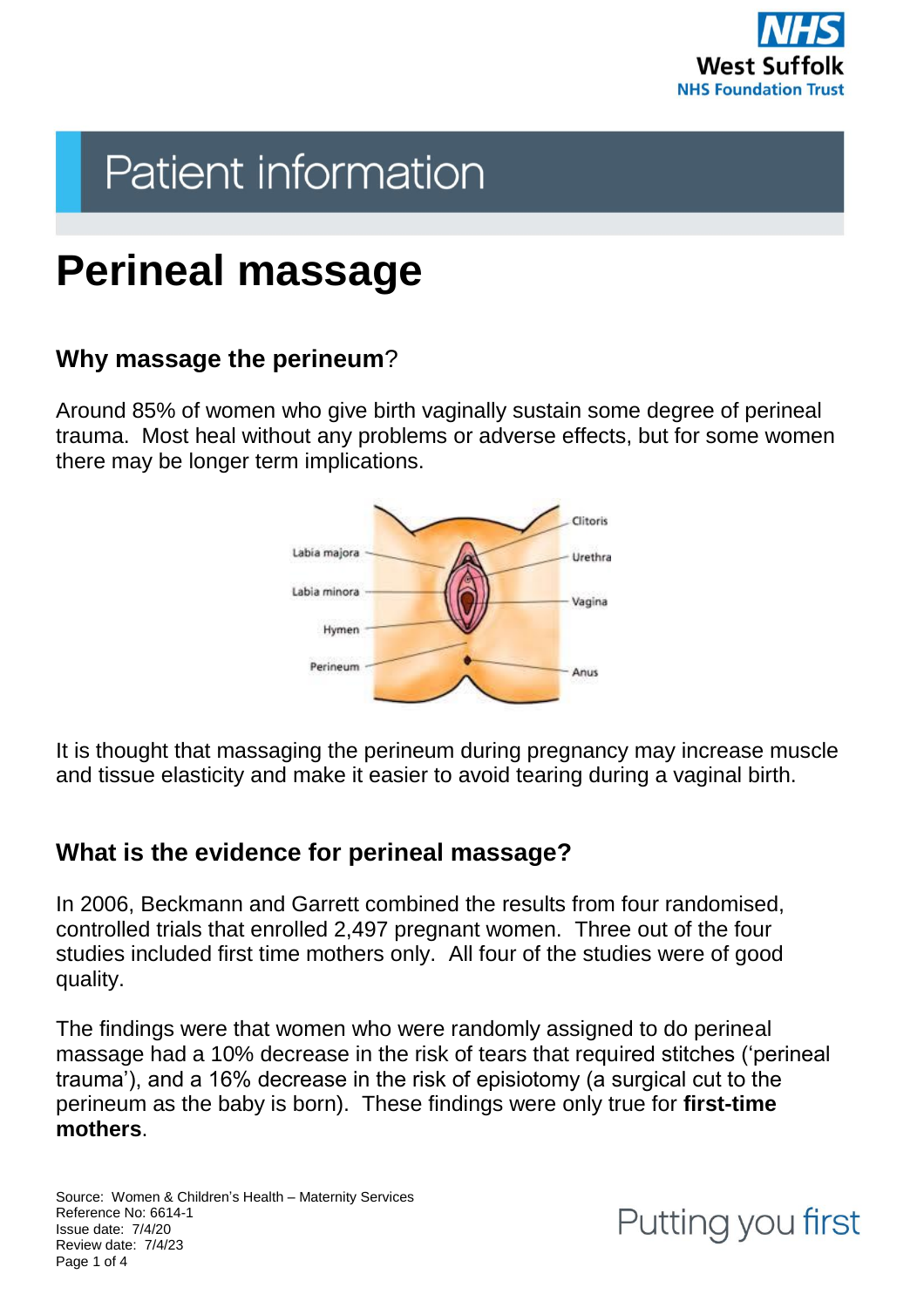Patient information

# Perineal massage

## Why massage the perineum?

Around 85% of women who give birth vaginally sustain some degree of perineal trauma. Most heal without any problems or adverse effects, but for some women there may be longer term implications.

Clitoris
Labia majora
Urethra
Labia minora
Vagina
Hymen
Perineum
Anus

It is thought that massaging the perineum during pregnancy may increase muscle and tissue elasticity and make it easier to avoid tearing during a vaginal birth.

## What is the evidence for perineal massage?

In 2006, Beckmann and Garrett combined the results from four randomised, controlled trials that enrolled 2,497 pregnant women. Three out of the four studies included first time mothers only. All four of the studies were of good quality.

The findings were that women who were randomly assigned to do perineal massage had a 10% decrease in the risk of tears that required stitches ('perineal trauma'), and a 16% decrease in the risk of episiotomy (a surgical cut to the perineum as the baby is born). These findings were only true for **first-time mothers**.

Source: Women & Children's Health – Maternity Services
Reference No: 6614-1
Issue date: 7/4/20
Review date: 7/4/23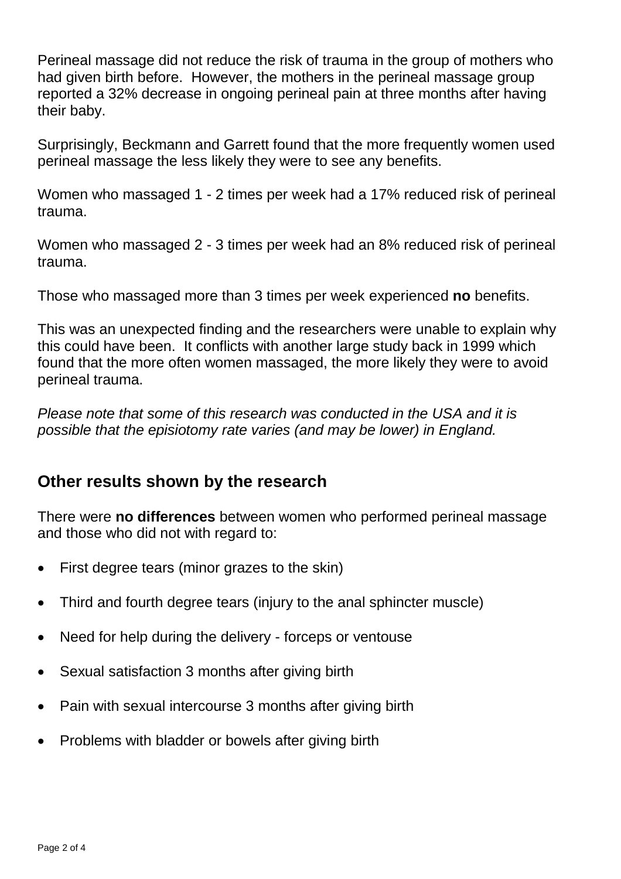Perineal massage did not reduce the risk of trauma in the group of mothers who had given birth before. However, the mothers in the perineal massage group reported a 32% decrease in ongoing perineal pain at three months after having their baby.

Surprisingly, Beckmann and Garrett found that the more frequently women used perineal massage the less likely they were to see any benefits.

Women who massaged 1 - 2 times per week had a 17% reduced risk of perineal trauma.

Women who massaged 2 - 3 times per week had an 8% reduced risk of perineal trauma.

Those who massaged more than 3 times per week experienced **no** benefits.

This was an unexpected finding and the researchers were unable to explain why this could have been. It conflicts with another large study back in 1999 which found that the more often women massaged, the more likely they were to avoid perineal trauma.

*Please note that some of this research was conducted in the USA and it is possible that the episiotomy rate varies (and may be lower) in England.*

## Other results shown by the research

There were **no differences** between women who performed perineal massage and those who did not with regard to:

- First degree tears (minor grazes to the skin)
- Third and fourth degree tears (injury to the anal sphincter muscle)
- Need for help during the delivery - forceps or ventouse
- Sexual satisfaction 3 months after giving birth
- Pain with sexual intercourse 3 months after giving birth
- Problems with bladder or bowels after giving birth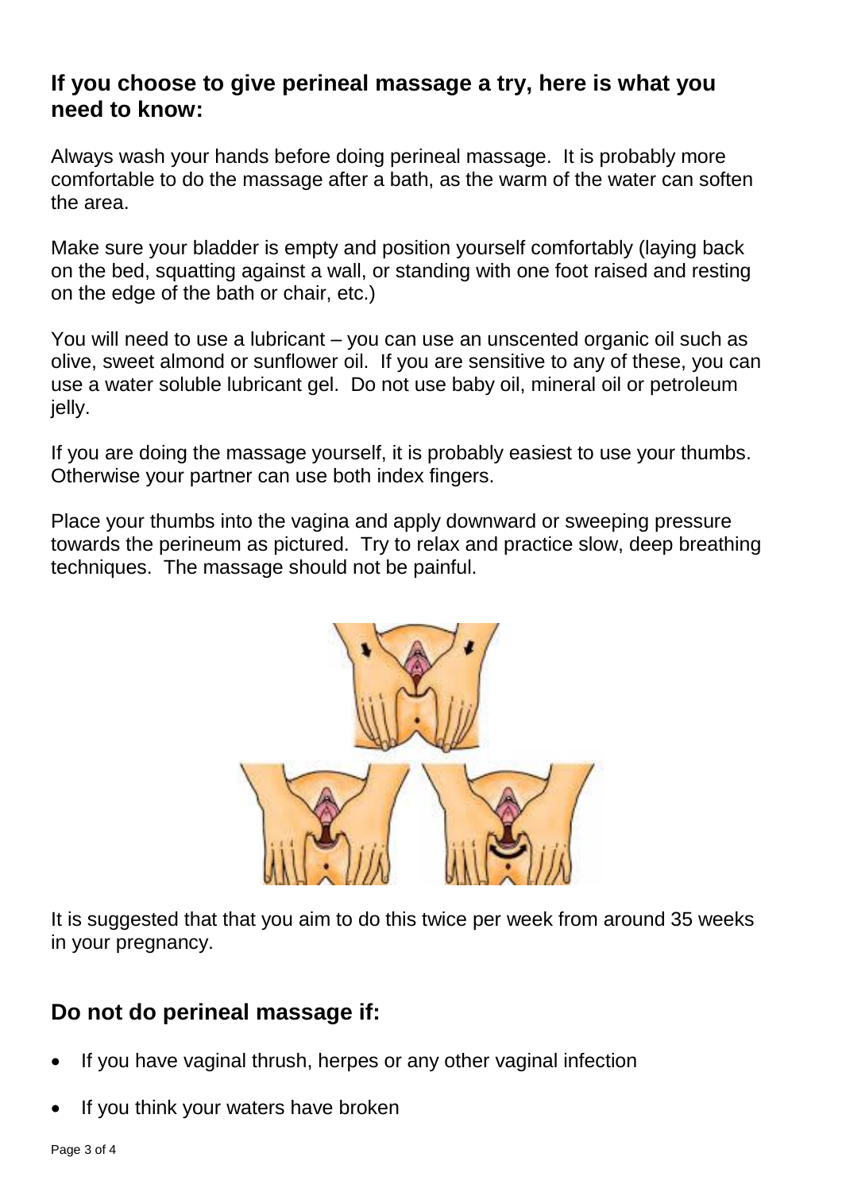## If you choose to give perineal massage a try, here is what you need to know:

Always wash your hands before doing perineal massage. It is probably more comfortable to do the massage after a bath, as the warm of the water can soften the area.

Make sure your bladder is empty and position yourself comfortably (laying back on the bed, squatting against a wall, or standing with one foot raised and resting on the edge of the bath or chair, etc.)

You will need to use a lubricant – you can use an unscented organic oil such as olive, sweet almond or sunflower oil. If you are sensitive to any of these, you can use a water soluble lubricant gel. Do not use baby oil, mineral oil or petroleum jelly.

If you are doing the massage yourself, it is probably easiest to use your thumbs. Otherwise your partner can use both index fingers.

Place your thumbs into the vagina and apply downward or sweeping pressure towards the perineum as pictured. Try to relax and practice slow, deep breathing techniques. The massage should not be painful.

It is suggested that that you aim to do this twice per week from around 35 weeks in your pregnancy.

## Do not do perineal massage if:

- If you have vaginal thrush, herpes or any other vaginal infection
- If you think your waters have broken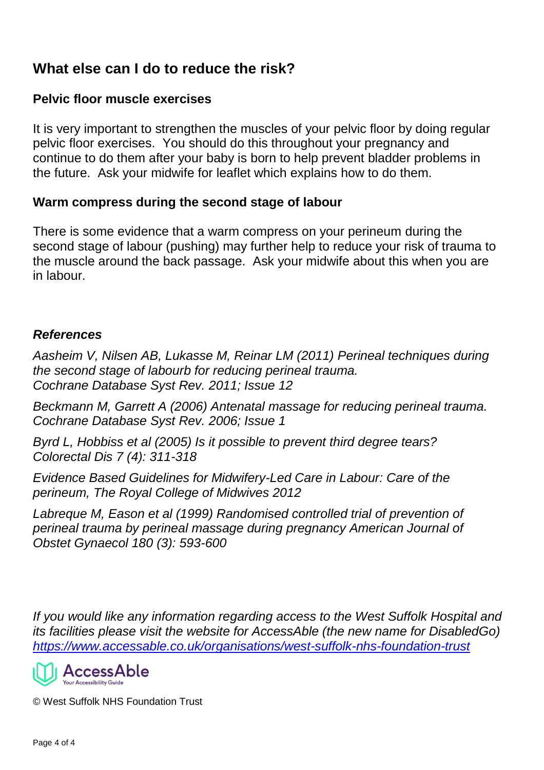## What else can I do to reduce the risk?

### Pelvic floor muscle exercises

It is very important to strengthen the muscles of your pelvic floor by doing regular pelvic floor exercises. You should do this throughout your pregnancy and continue to do them after your baby is born to help prevent bladder problems in the future. Ask your midwife for leaflet which explains how to do them.

### Warm compress during the second stage of labour

There is some evidence that a warm compress on your perineum during the second stage of labour (pushing) may further help to reduce your risk of trauma to the muscle around the back passage. Ask your midwife about this when you are in labour.

### *References*

*Aasheim V, Nilsen AB, Lukasse M, Reinar LM (2011) Perineal techniques during the second stage of labourb for reducing perineal trauma. Cochrane Database Syst Rev. 2011; Issue 12*

*Beckmann M, Garrett A (2006) Antenatal massage for reducing perineal trauma. Cochrane Database Syst Rev. 2006; Issue 1*

*Byrd L, Hobbiss et al (2005) Is it possible to prevent third degree tears? Colorectal Dis 7 (4): 311-318*

*Evidence Based Guidelines for Midwifery-Led Care in Labour: Care of the perineum, The Royal College of Midwives 2012*

*Labreque M, Eason et al (1999) Randomised controlled trial of prevention of perineal trauma by perineal massage during pregnancy American Journal of Obstet Gynaecol 180 (3): 593-600*

*If you would like any information regarding access to the West Suffolk Hospital and its facilities please visit the website for AccessAble (the new name for DisabledGo) https://www.accessable.co.uk/organisations/west-suffolk-nhs-foundation-trust*

AccessAble
Your Accessibility Guide

© West Suffolk NHS Foundation Trust